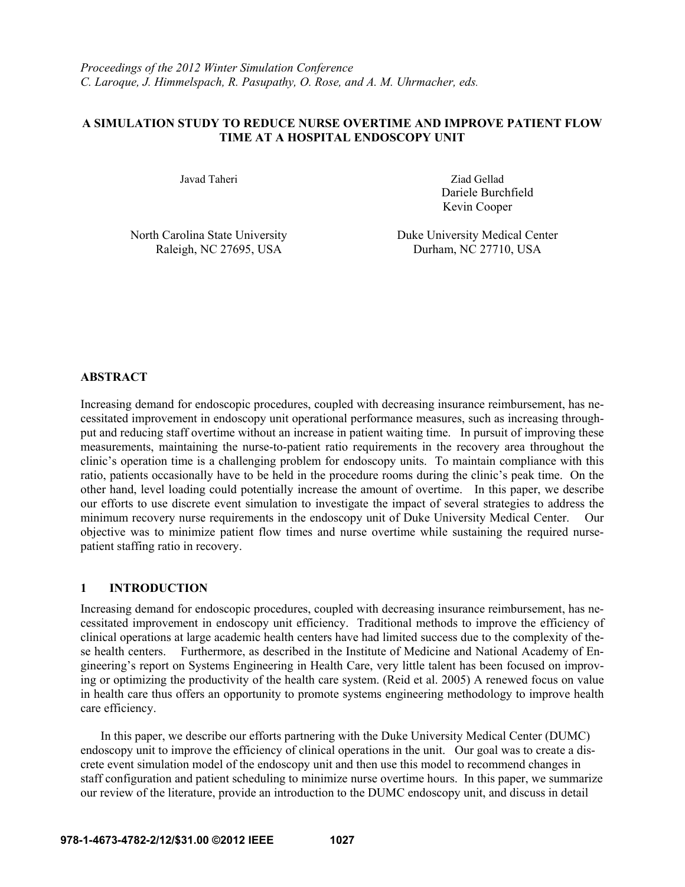*Proceedings of the 2012 Winter Simulation Conference*
*C. Laroque, J. Himmelspach, R. Pasupathy, O. Rose, and A. M. Uhrmacher, eds.*

# A SIMULATION STUDY TO REDUCE NURSE OVERTIME AND IMPROVE PATIENT FLOW TIME AT A HOSPITAL ENDOSCOPY UNIT

Javad Taheri

North Carolina State University
Raleigh, NC 27695, USA

Ziad Gellad
Dariele Burchfield
Kevin Cooper

Duke University Medical Center
Durham, NC 27710, USA

## ABSTRACT

Increasing demand for endoscopic procedures, coupled with decreasing insurance reimbursement, has necessitated improvement in endoscopy unit operational performance measures, such as increasing throughput and reducing staff overtime without an increase in patient waiting time. In pursuit of improving these measurements, maintaining the nurse-to-patient ratio requirements in the recovery area throughout the clinic's operation time is a challenging problem for endoscopy units. To maintain compliance with this ratio, patients occasionally have to be held in the procedure rooms during the clinic's peak time. On the other hand, level loading could potentially increase the amount of overtime. In this paper, we describe our efforts to use discrete event simulation to investigate the impact of several strategies to address the minimum recovery nurse requirements in the endoscopy unit of Duke University Medical Center. Our objective was to minimize patient flow times and nurse overtime while sustaining the required nurse-patient staffing ratio in recovery.

## 1 INTRODUCTION

Increasing demand for endoscopic procedures, coupled with decreasing insurance reimbursement, has necessitated improvement in endoscopy unit efficiency. Traditional methods to improve the efficiency of clinical operations at large academic health centers have had limited success due to the complexity of these health centers. Furthermore, as described in the Institute of Medicine and National Academy of Engineering's report on Systems Engineering in Health Care, very little talent has been focused on improving or optimizing the productivity of the health care system. (Reid et al. 2005) A renewed focus on value in health care thus offers an opportunity to promote systems engineering methodology to improve health care efficiency.

In this paper, we describe our efforts partnering with the Duke University Medical Center (DUMC) endoscopy unit to improve the efficiency of clinical operations in the unit. Our goal was to create a discrete event simulation model of the endoscopy unit and then use this model to recommend changes in staff configuration and patient scheduling to minimize nurse overtime hours. In this paper, we summarize our review of the literature, provide an introduction to the DUMC endoscopy unit, and discuss in detail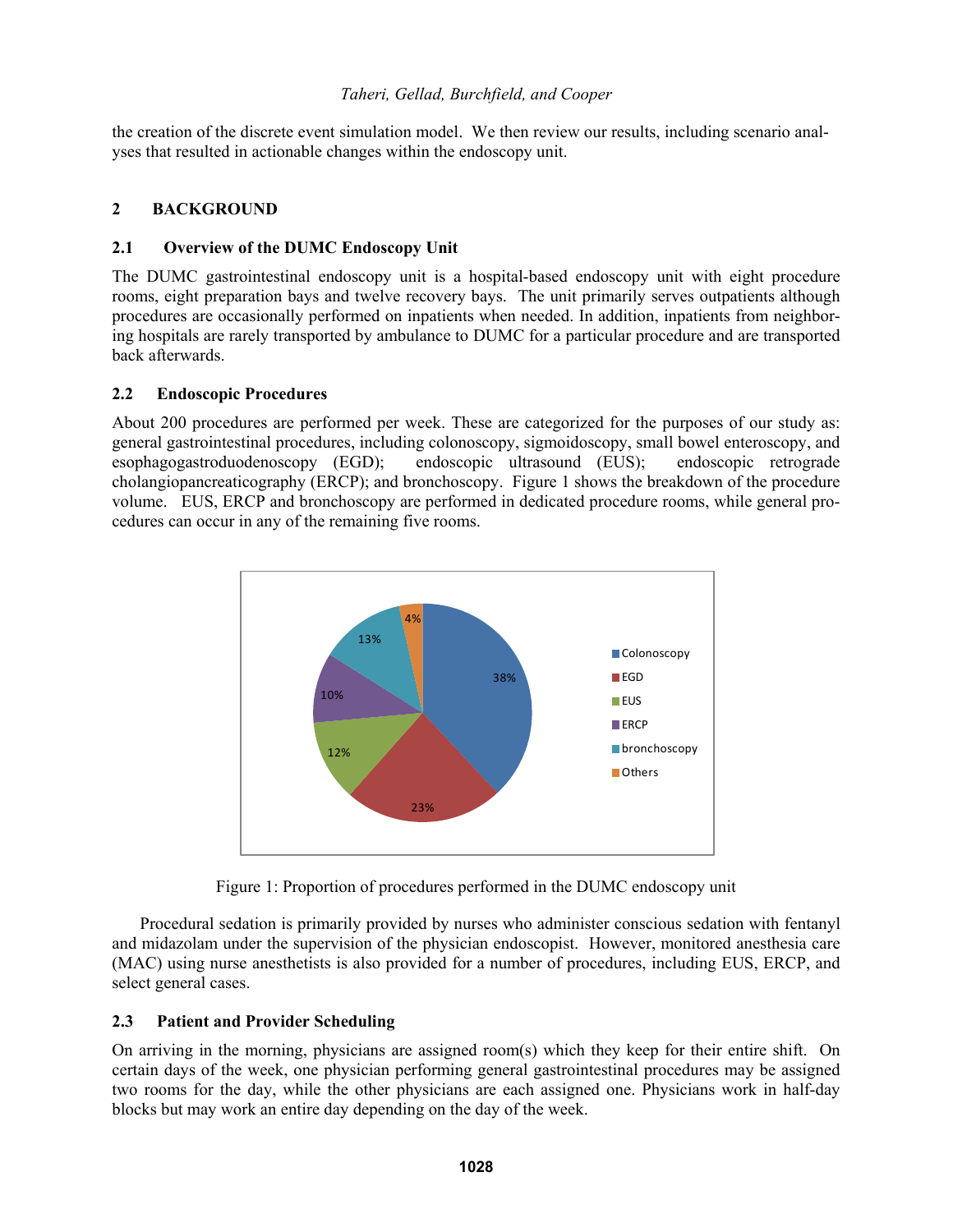the creation of the discrete event simulation model. We then review our results, including scenario analyses that resulted in actionable changes within the endoscopy unit.

## 2 BACKGROUND

### 2.1 Overview of the DUMC Endoscopy Unit

The DUMC gastrointestinal endoscopy unit is a hospital-based endoscopy unit with eight procedure rooms, eight preparation bays and twelve recovery bays. The unit primarily serves outpatients although procedures are occasionally performed on inpatients when needed. In addition, inpatients from neighboring hospitals are rarely transported by ambulance to DUMC for a particular procedure and are transported back afterwards.

### 2.2 Endoscopic Procedures

About 200 procedures are performed per week. These are categorized for the purposes of our study as: general gastrointestinal procedures, including colonoscopy, sigmoidoscopy, small bowel enteroscopy, and esophagogastroduodenoscopy (EGD); endoscopic ultrasound (EUS); endoscopic retrograde cholangiopancreaticography (ERCP); and bronchoscopy. Figure 1 shows the breakdown of the procedure volume. EUS, ERCP and bronchoscopy are performed in dedicated procedure rooms, while general procedures can occur in any of the remaining five rooms.

38%
23%
12%
10%
13%
4%

Colonoscopy
EGD
EUS
ERCP
bronchoscopy
Others

Figure 1: Proportion of procedures performed in the DUMC endoscopy unit

Procedural sedation is primarily provided by nurses who administer conscious sedation with fentanyl and midazolam under the supervision of the physician endoscopist. However, monitored anesthesia care (MAC) using nurse anesthetists is also provided for a number of procedures, including EUS, ERCP, and select general cases.

### 2.3 Patient and Provider Scheduling

On arriving in the morning, physicians are assigned room(s) which they keep for their entire shift. On certain days of the week, one physician performing general gastrointestinal procedures may be assigned two rooms for the day, while the other physicians are each assigned one. Physicians work in half-day blocks but may work an entire day depending on the day of the week.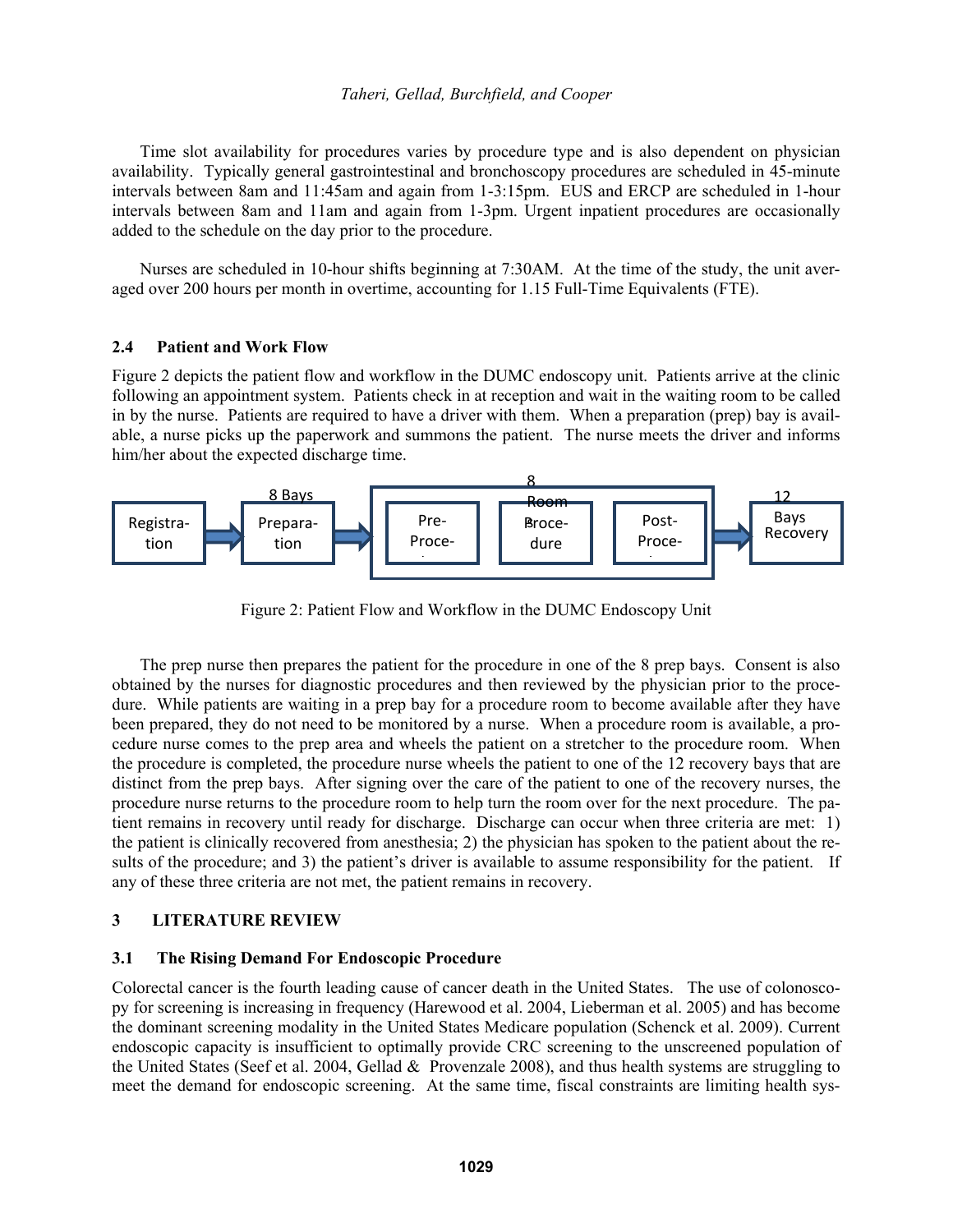Time slot availability for procedures varies by procedure type and is also dependent on physician availability. Typically general gastrointestinal and bronchoscopy procedures are scheduled in 45-minute intervals between 8am and 11:45am and again from 1-3:15pm. EUS and ERCP are scheduled in 1-hour intervals between 8am and 11am and again from 1-3pm. Urgent inpatient procedures are occasionally added to the schedule on the day prior to the procedure.

Nurses are scheduled in 10-hour shifts beginning at 7:30AM. At the time of the study, the unit averaged over 200 hours per month in overtime, accounting for 1.15 Full-Time Equivalents (FTE).

### 2.4 Patient and Work Flow

Figure 2 depicts the patient flow and workflow in the DUMC endoscopy unit. Patients arrive at the clinic following an appointment system. Patients check in at reception and wait in the waiting room to be called in by the nurse. Patients are required to have a driver with them. When a preparation (prep) bay is available, a nurse picks up the paperwork and summons the patient. The nurse meets the driver and informs him/her about the expected discharge time.

Registration

8 Bays
Preparation

8 Rooms
Pre-Procedure
Procedure
Post-Procedure

12 Bays
Recovery

Figure 2: Patient Flow and Workflow in the DUMC Endoscopy Unit

The prep nurse then prepares the patient for the procedure in one of the 8 prep bays. Consent is also obtained by the nurses for diagnostic procedures and then reviewed by the physician prior to the procedure. While patients are waiting in a prep bay for a procedure room to become available after they have been prepared, they do not need to be monitored by a nurse. When a procedure room is available, a procedure nurse comes to the prep area and wheels the patient on a stretcher to the procedure room. When the procedure is completed, the procedure nurse wheels the patient to one of the 12 recovery bays that are distinct from the prep bays. After signing over the care of the patient to one of the recovery nurses, the procedure nurse returns to the procedure room to help turn the room over for the next procedure. The patient remains in recovery until ready for discharge. Discharge can occur when three criteria are met: 1) the patient is clinically recovered from anesthesia; 2) the physician has spoken to the patient about the results of the procedure; and 3) the patient's driver is available to assume responsibility for the patient. If any of these three criteria are not met, the patient remains in recovery.

## 3 LITERATURE REVIEW

### 3.1 The Rising Demand For Endoscopic Procedure

Colorectal cancer is the fourth leading cause of cancer death in the United States. The use of colonoscopy for screening is increasing in frequency (Harewood et al. 2004, Lieberman et al. 2005) and has become the dominant screening modality in the United States Medicare population (Schenck et al. 2009). Current endoscopic capacity is insufficient to optimally provide CRC screening to the unscreened population of the United States (Seef et al. 2004, Gellad & Provenzale 2008), and thus health systems are struggling to meet the demand for endoscopic screening. At the same time, fiscal constraints are limiting health sys-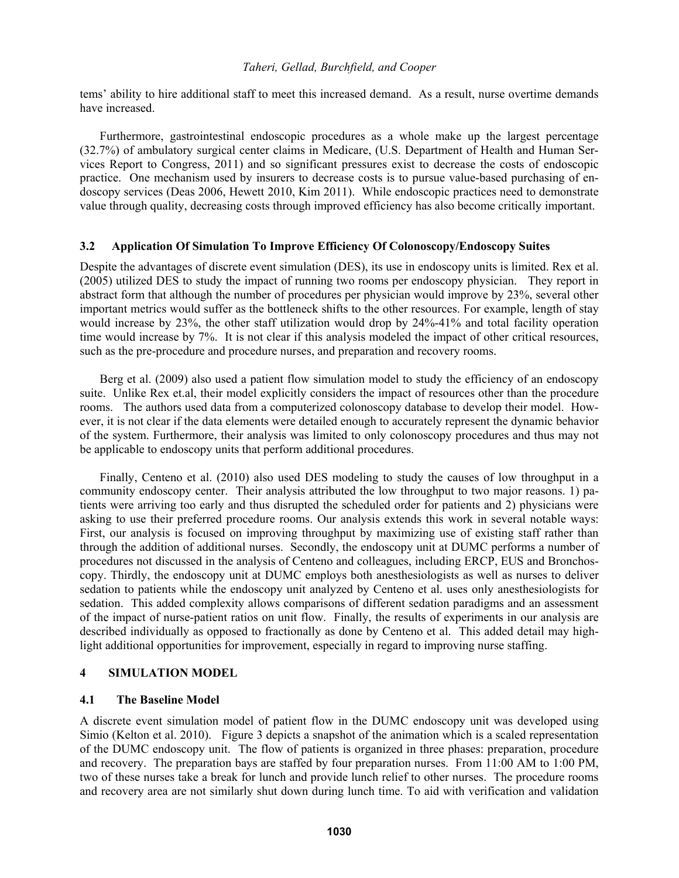tems' ability to hire additional staff to meet this increased demand. As a result, nurse overtime demands have increased.

Furthermore, gastrointestinal endoscopic procedures as a whole make up the largest percentage (32.7%) of ambulatory surgical center claims in Medicare, (U.S. Department of Health and Human Services Report to Congress, 2011) and so significant pressures exist to decrease the costs of endoscopic practice. One mechanism used by insurers to decrease costs is to pursue value-based purchasing of endoscopy services (Deas 2006, Hewett 2010, Kim 2011). While endoscopic practices need to demonstrate value through quality, decreasing costs through improved efficiency has also become critically important.

### 3.2 Application Of Simulation To Improve Efficiency Of Colonoscopy/Endoscopy Suites

Despite the advantages of discrete event simulation (DES), its use in endoscopy units is limited. Rex et al. (2005) utilized DES to study the impact of running two rooms per endoscopy physician. They report in abstract form that although the number of procedures per physician would improve by 23%, several other important metrics would suffer as the bottleneck shifts to the other resources. For example, length of stay would increase by 23%, the other staff utilization would drop by 24%-41% and total facility operation time would increase by 7%. It is not clear if this analysis modeled the impact of other critical resources, such as the pre-procedure and procedure nurses, and preparation and recovery rooms.

Berg et al. (2009) also used a patient flow simulation model to study the efficiency of an endoscopy suite. Unlike Rex et.al, their model explicitly considers the impact of resources other than the procedure rooms. The authors used data from a computerized colonoscopy database to develop their model. However, it is not clear if the data elements were detailed enough to accurately represent the dynamic behavior of the system. Furthermore, their analysis was limited to only colonoscopy procedures and thus may not be applicable to endoscopy units that perform additional procedures.

Finally, Centeno et al. (2010) also used DES modeling to study the causes of low throughput in a community endoscopy center. Their analysis attributed the low throughput to two major reasons. 1) patients were arriving too early and thus disrupted the scheduled order for patients and 2) physicians were asking to use their preferred procedure rooms. Our analysis extends this work in several notable ways: First, our analysis is focused on improving throughput by maximizing use of existing staff rather than through the addition of additional nurses. Secondly, the endoscopy unit at DUMC performs a number of procedures not discussed in the analysis of Centeno and colleagues, including ERCP, EUS and Bronchoscopy. Thirdly, the endoscopy unit at DUMC employs both anesthesiologists as well as nurses to deliver sedation to patients while the endoscopy unit analyzed by Centeno et al. uses only anesthesiologists for sedation. This added complexity allows comparisons of different sedation paradigms and an assessment of the impact of nurse-patient ratios on unit flow. Finally, the results of experiments in our analysis are described individually as opposed to fractionally as done by Centeno et al. This added detail may highlight additional opportunities for improvement, especially in regard to improving nurse staffing.

## 4 SIMULATION MODEL

### 4.1 The Baseline Model

A discrete event simulation model of patient flow in the DUMC endoscopy unit was developed using Simio (Kelton et al. 2010). Figure 3 depicts a snapshot of the animation which is a scaled representation of the DUMC endoscopy unit. The flow of patients is organized in three phases: preparation, procedure and recovery. The preparation bays are staffed by four preparation nurses. From 11:00 AM to 1:00 PM, two of these nurses take a break for lunch and provide lunch relief to other nurses. The procedure rooms and recovery area are not similarly shut down during lunch time. To aid with verification and validation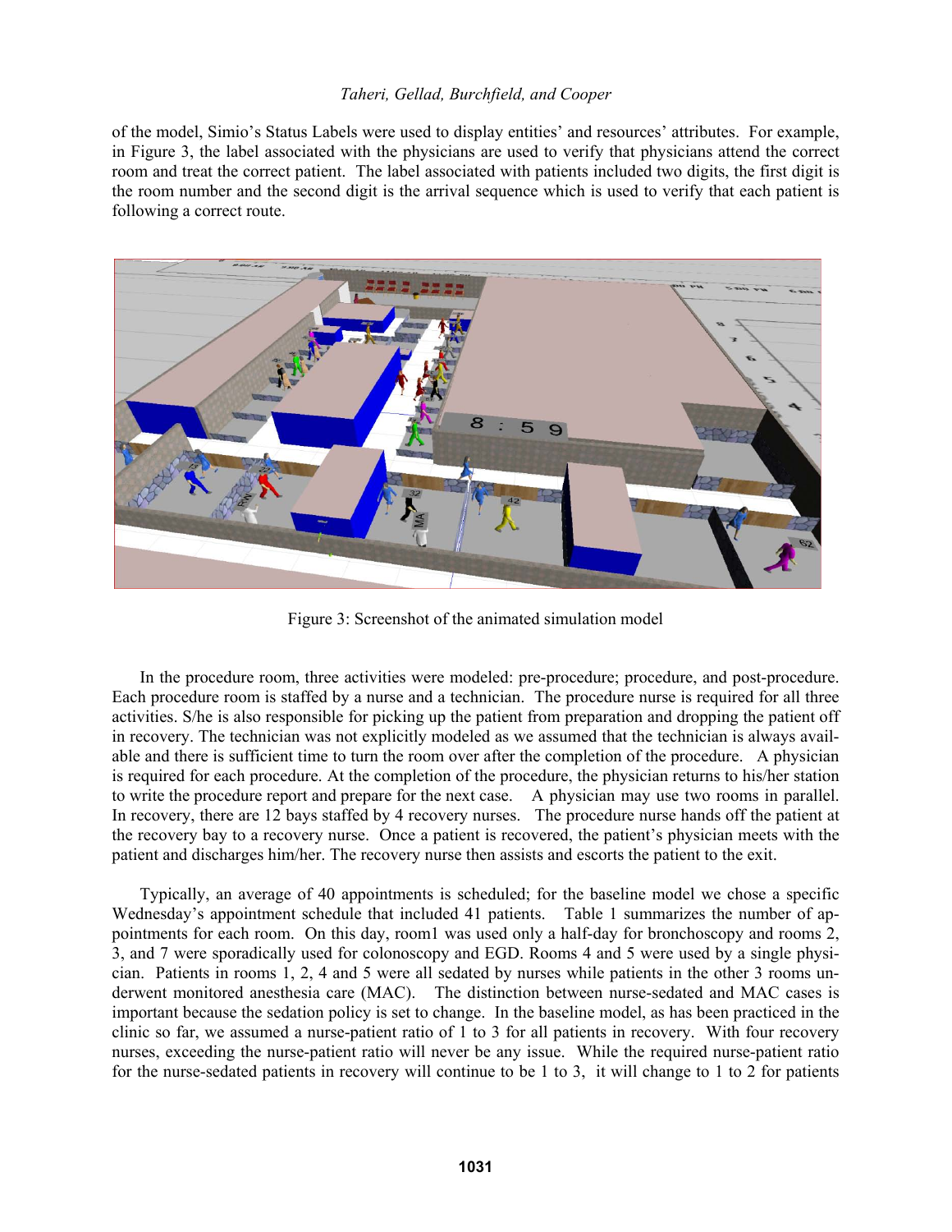of the model, Simio's Status Labels were used to display entities' and resources' attributes. For example, in Figure 3, the label associated with the physicians are used to verify that physicians attend the correct room and treat the correct patient. The label associated with patients included two digits, the first digit is the room number and the second digit is the arrival sequence which is used to verify that each patient is following a correct route.

Figure 3: Screenshot of the animated simulation model

In the procedure room, three activities were modeled: pre-procedure; procedure, and post-procedure. Each procedure room is staffed by a nurse and a technician. The procedure nurse is required for all three activities. S/he is also responsible for picking up the patient from preparation and dropping the patient off in recovery. The technician was not explicitly modeled as we assumed that the technician is always available and there is sufficient time to turn the room over after the completion of the procedure. A physician is required for each procedure. At the completion of the procedure, the physician returns to his/her station to write the procedure report and prepare for the next case. A physician may use two rooms in parallel. In recovery, there are 12 bays staffed by 4 recovery nurses. The procedure nurse hands off the patient at the recovery bay to a recovery nurse. Once a patient is recovered, the patient's physician meets with the patient and discharges him/her. The recovery nurse then assists and escorts the patient to the exit.

Typically, an average of 40 appointments is scheduled; for the baseline model we chose a specific Wednesday's appointment schedule that included 41 patients. Table 1 summarizes the number of appointments for each room. On this day, room1 was used only a half-day for bronchoscopy and rooms 2, 3, and 7 were sporadically used for colonoscopy and EGD. Rooms 4 and 5 were used by a single physician. Patients in rooms 1, 2, 4 and 5 were all sedated by nurses while patients in the other 3 rooms underwent monitored anesthesia care (MAC). The distinction between nurse-sedated and MAC cases is important because the sedation policy is set to change. In the baseline model, as has been practiced in the clinic so far, we assumed a nurse-patient ratio of 1 to 3 for all patients in recovery. With four recovery nurses, exceeding the nurse-patient ratio will never be any issue. While the required nurse-patient ratio for the nurse-sedated patients in recovery will continue to be 1 to 3, it will change to 1 to 2 for patients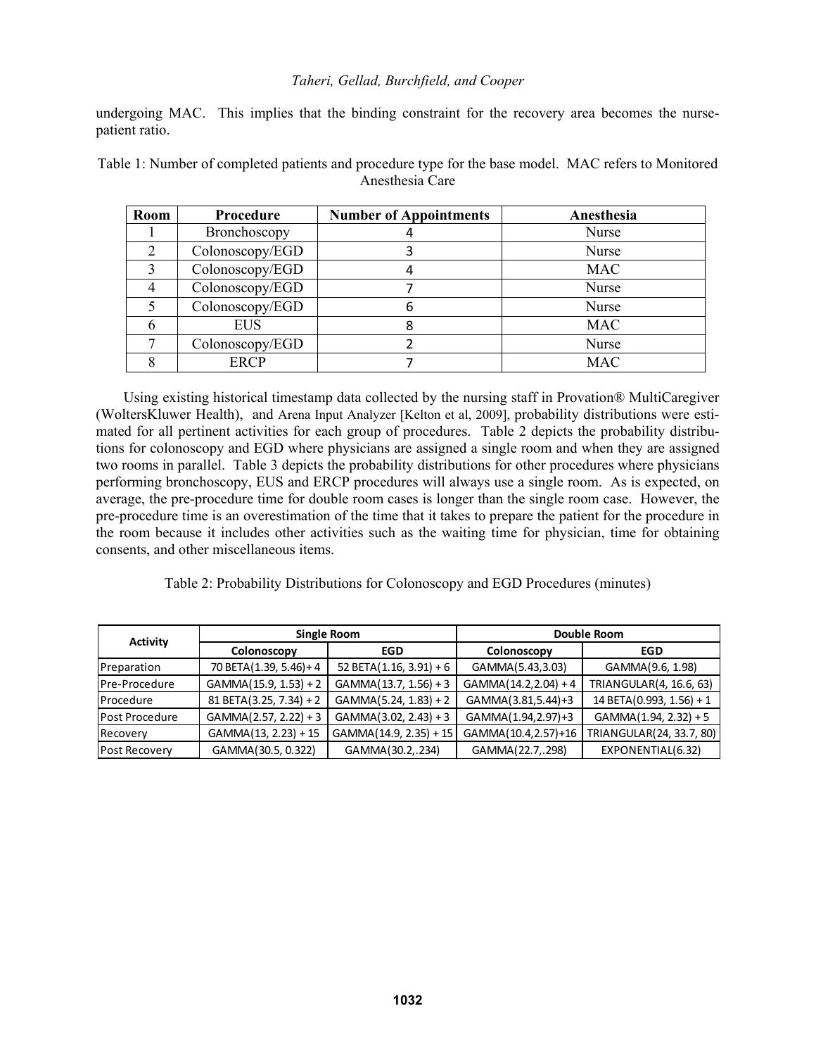undergoing MAC. This implies that the binding constraint for the recovery area becomes the nurse-patient ratio.

Table 1: Number of completed patients and procedure type for the base model. MAC refers to Monitored Anesthesia Care

| Room | Procedure | Number of Appointments | Anesthesia |
|---|---|---|---|
| 1 | Bronchoscopy | 4 | Nurse |
| 2 | Colonoscopy/EGD | 3 | Nurse |
| 3 | Colonoscopy/EGD | 4 | MAC |
| 4 | Colonoscopy/EGD | 7 | Nurse |
| 5 | Colonoscopy/EGD | 6 | Nurse |
| 6 | EUS | 8 | MAC |
| 7 | Colonoscopy/EGD | 2 | Nurse |
| 8 | ERCP | 7 | MAC |

Using existing historical timestamp data collected by the nursing staff in Provation® MultiCaregiver (WoltersKluwer Health), and Arena Input Analyzer [Kelton et al, 2009], probability distributions were estimated for all pertinent activities for each group of procedures. Table 2 depicts the probability distributions for colonoscopy and EGD where physicians are assigned a single room and when they are assigned two rooms in parallel. Table 3 depicts the probability distributions for other procedures where physicians performing bronchoscopy, EUS and ERCP procedures will always use a single room. As is expected, on average, the pre-procedure time for double room cases is longer than the single room case. However, the pre-procedure time is an overestimation of the time that it takes to prepare the patient for the procedure in the room because it includes other activities such as the waiting time for physician, time for obtaining consents, and other miscellaneous items.

Table 2: Probability Distributions for Colonoscopy and EGD Procedures (minutes)

| Activity | Single Room | | Double Room | |
|---|---|---|---|---|
| | Colonoscopy | EGD | Colonoscopy | EGD |
| Preparation | 70 BETA(1.39, 5.46)+ 4 | 52 BETA(1.16, 3.91) + 6 | GAMMA(5.43,3.03) | GAMMA(9.6, 1.98) |
| Pre-Procedure | GAMMA(15.9, 1.53) + 2 | GAMMA(13.7, 1.56) + 3 | GAMMA(14.2,2.04) + 4 | TRIANGULAR(4, 16.6, 63) |
| Procedure | 81 BETA(3.25, 7.34) + 2 | GAMMA(5.24, 1.83) + 2 | GAMMA(3.81,5.44)+3 | 14 BETA(0.993, 1.56) + 1 |
| Post Procedure | GAMMA(2.57, 2.22) + 3 | GAMMA(3.02, 2.43) + 3 | GAMMA(1.94,2.97)+3 | GAMMA(1.94, 2.32) + 5 |
| Recovery | GAMMA(13, 2.23) + 15 | GAMMA(14.9, 2.35) + 15 | GAMMA(10.4,2.57)+16 | TRIANGULAR(24, 33.7, 80) |
| Post Recovery | GAMMA(30.5, 0.322) | GAMMA(30.2,.234) | GAMMA(22.7,.298) | EXPONENTIAL(6.32) |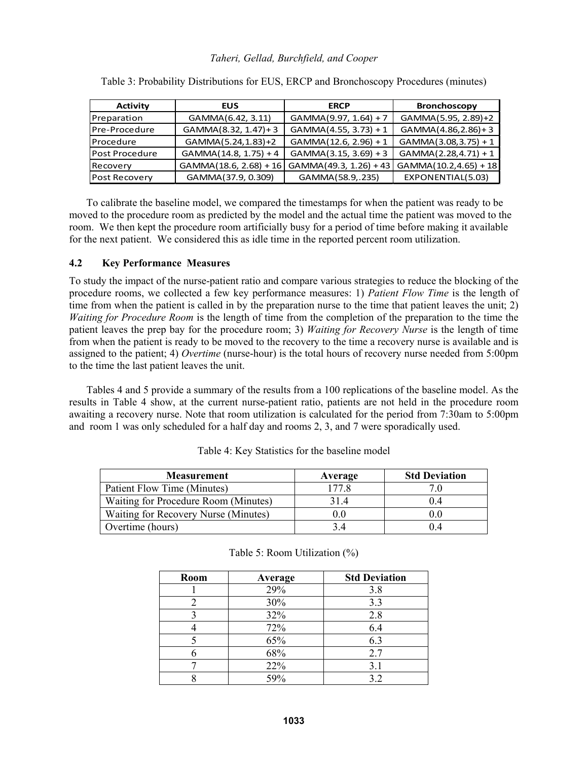Table 3: Probability Distributions for EUS, ERCP and Bronchoscopy Procedures (minutes)

| Activity | EUS | ERCP | Bronchoscopy |
|---|---|---|---|
| Preparation | GAMMA(6.42, 3.11) | GAMMA(9.97, 1.64) + 7 | GAMMA(5.95, 2.89)+2 |
| Pre-Procedure | GAMMA(8.32, 1.47)+ 3 | GAMMA(4.55, 3.73) + 1 | GAMMA(4.86,2.86)+ 3 |
| Procedure | GAMMA(5.24,1.83)+2 | GAMMA(12.6, 2.96) + 1 | GAMMA(3.08,3.75) + 1 |
| Post Procedure | GAMMA(14.8, 1.75) + 4 | GAMMA(3.15, 3.69) + 3 | GAMMA(2.28,4.71) + 1 |
| Recovery | GAMMA(18.6, 2.68) + 16 | GAMMA(49.3, 1.26) + 43 | GAMMA(10.2,4.65) + 18 |
| Post Recovery | GAMMA(37.9, 0.309) | GAMMA(58.9,.235) | EXPONENTIAL(5.03) |

To calibrate the baseline model, we compared the timestamps for when the patient was ready to be moved to the procedure room as predicted by the model and the actual time the patient was moved to the room. We then kept the procedure room artificially busy for a period of time before making it available for the next patient. We considered this as idle time in the reported percent room utilization.

### 4.2 Key Performance Measures

To study the impact of the nurse-patient ratio and compare various strategies to reduce the blocking of the procedure rooms, we collected a few key performance measures: 1) *Patient Flow Time* is the length of time from when the patient is called in by the preparation nurse to the time that patient leaves the unit; 2) *Waiting for Procedure Room* is the length of time from the completion of the preparation to the time the patient leaves the prep bay for the procedure room; 3) *Waiting for Recovery Nurse* is the length of time from when the patient is ready to be moved to the recovery to the time a recovery nurse is available and is assigned to the patient; 4) *Overtime* (nurse-hour) is the total hours of recovery nurse needed from 5:00pm to the time the last patient leaves the unit.

Tables 4 and 5 provide a summary of the results from a 100 replications of the baseline model. As the results in Table 4 show, at the current nurse-patient ratio, patients are not held in the procedure room awaiting a recovery nurse. Note that room utilization is calculated for the period from 7:30am to 5:00pm and room 1 was only scheduled for a half day and rooms 2, 3, and 7 were sporadically used.

Table 4: Key Statistics for the baseline model

| Measurement | Average | Std Deviation |
|---|---|---|
| Patient Flow Time (Minutes) | 177.8 | 7.0 |
| Waiting for Procedure Room (Minutes) | 31.4 | 0.4 |
| Waiting for Recovery Nurse (Minutes) | 0.0 | 0.0 |
| Overtime (hours) | 3.4 | 0.4 |

Table 5: Room Utilization (%)

| Room | Average | Std Deviation |
|---|---|---|
| 1 | 29% | 3.8 |
| 2 | 30% | 3.3 |
| 3 | 32% | 2.8 |
| 4 | 72% | 6.4 |
| 5 | 65% | 6.3 |
| 6 | 68% | 2.7 |
| 7 | 22% | 3.1 |
| 8 | 59% | 3.2 |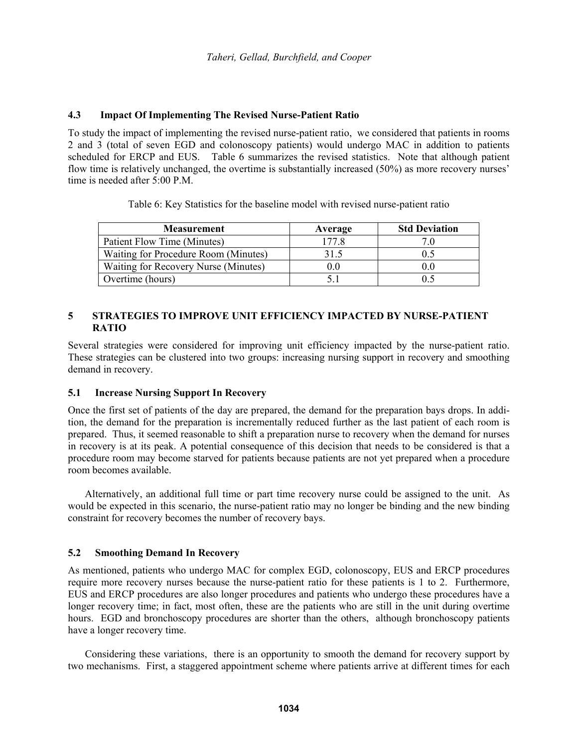### 4.3 Impact Of Implementing The Revised Nurse-Patient Ratio

To study the impact of implementing the revised nurse-patient ratio, we considered that patients in rooms 2 and 3 (total of seven EGD and colonoscopy patients) would undergo MAC in addition to patients scheduled for ERCP and EUS. Table 6 summarizes the revised statistics. Note that although patient flow time is relatively unchanged, the overtime is substantially increased (50%) as more recovery nurses' time is needed after 5:00 P.M.

Table 6: Key Statistics for the baseline model with revised nurse-patient ratio

| Measurement | Average | Std Deviation |
|---|---|---|
| Patient Flow Time (Minutes) | 177.8 | 7.0 |
| Waiting for Procedure Room (Minutes) | 31.5 | 0.5 |
| Waiting for Recovery Nurse (Minutes) | 0.0 | 0.0 |
| Overtime (hours) | 5.1 | 0.5 |

## 5 STRATEGIES TO IMPROVE UNIT EFFICIENCY IMPACTED BY NURSE-PATIENT RATIO

Several strategies were considered for improving unit efficiency impacted by the nurse-patient ratio. These strategies can be clustered into two groups: increasing nursing support in recovery and smoothing demand in recovery.

### 5.1 Increase Nursing Support In Recovery

Once the first set of patients of the day are prepared, the demand for the preparation bays drops. In addition, the demand for the preparation is incrementally reduced further as the last patient of each room is prepared. Thus, it seemed reasonable to shift a preparation nurse to recovery when the demand for nurses in recovery is at its peak. A potential consequence of this decision that needs to be considered is that a procedure room may become starved for patients because patients are not yet prepared when a procedure room becomes available.

Alternatively, an additional full time or part time recovery nurse could be assigned to the unit. As would be expected in this scenario, the nurse-patient ratio may no longer be binding and the new binding constraint for recovery becomes the number of recovery bays.

### 5.2 Smoothing Demand In Recovery

As mentioned, patients who undergo MAC for complex EGD, colonoscopy, EUS and ERCP procedures require more recovery nurses because the nurse-patient ratio for these patients is 1 to 2. Furthermore, EUS and ERCP procedures are also longer procedures and patients who undergo these procedures have a longer recovery time; in fact, most often, these are the patients who are still in the unit during overtime hours. EGD and bronchoscopy procedures are shorter than the others, although bronchoscopy patients have a longer recovery time.

Considering these variations, there is an opportunity to smooth the demand for recovery support by two mechanisms. First, a staggered appointment scheme where patients arrive at different times for each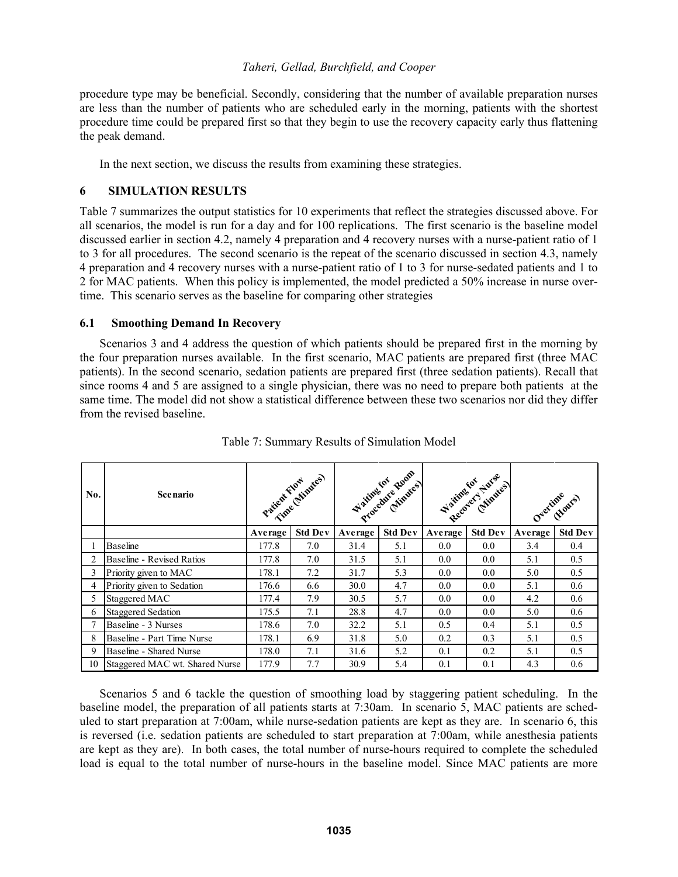procedure type may be beneficial. Secondly, considering that the number of available preparation nurses are less than the number of patients who are scheduled early in the morning, patients with the shortest procedure time could be prepared first so that they begin to use the recovery capacity early thus flattening the peak demand.

In the next section, we discuss the results from examining these strategies.

## 6 SIMULATION RESULTS

Table 7 summarizes the output statistics for 10 experiments that reflect the strategies discussed above. For all scenarios, the model is run for a day and for 100 replications. The first scenario is the baseline model discussed earlier in section 4.2, namely 4 preparation and 4 recovery nurses with a nurse-patient ratio of 1 to 3 for all procedures. The second scenario is the repeat of the scenario discussed in section 4.3, namely 4 preparation and 4 recovery nurses with a nurse-patient ratio of 1 to 3 for nurse-sedated patients and 1 to 2 for MAC patients. When this policy is implemented, the model predicted a 50% increase in nurse overtime. This scenario serves as the baseline for comparing other strategies

### 6.1 Smoothing Demand In Recovery

Scenarios 3 and 4 address the question of which patients should be prepared first in the morning by the four preparation nurses available. In the first scenario, MAC patients are prepared first (three MAC patients). In the second scenario, sedation patients are prepared first (three sedation patients). Recall that since rooms 4 and 5 are assigned to a single physician, there was no need to prepare both patients at the same time. The model did not show a statistical difference between these two scenarios nor did they differ from the revised baseline.

Table 7: Summary Results of Simulation Model

| No. | Scenario | Patient Flow Time (Minutes) | | Waiting for Procedure Room (Minutes) | | Waiting for Recovery Nurse (Minutes) | | Overtime (Hours) | |
|---|---|---|---|---|---|---|---|---|---|
| | | Average | Std Dev | Average | Std Dev | Average | Std Dev | Average | Std Dev |
| 1 | Baseline | 177.8 | 7.0 | 31.4 | 5.1 | 0.0 | 0.0 | 3.4 | 0.4 |
| 2 | Baseline - Revised Ratios | 177.8 | 7.0 | 31.5 | 5.1 | 0.0 | 0.0 | 5.1 | 0.5 |
| 3 | Priority given to MAC | 178.1 | 7.2 | 31.7 | 5.3 | 0.0 | 0.0 | 5.0 | 0.5 |
| 4 | Priority given to Sedation | 176.6 | 6.6 | 30.0 | 4.7 | 0.0 | 0.0 | 5.1 | 0.6 |
| 5 | Staggered MAC | 177.4 | 7.9 | 30.5 | 5.7 | 0.0 | 0.0 | 4.2 | 0.6 |
| 6 | Staggered Sedation | 175.5 | 7.1 | 28.8 | 4.7 | 0.0 | 0.0 | 5.0 | 0.6 |
| 7 | Baseline - 3 Nurses | 178.6 | 7.0 | 32.2 | 5.1 | 0.5 | 0.4 | 5.1 | 0.5 |
| 8 | Baseline - Part Time Nurse | 178.1 | 6.9 | 31.8 | 5.0 | 0.2 | 0.3 | 5.1 | 0.5 |
| 9 | Baseline - Shared Nurse | 178.0 | 7.1 | 31.6 | 5.2 | 0.1 | 0.2 | 5.1 | 0.5 |
| 10 | Staggered MAC wt. Shared Nurse | 177.9 | 7.7 | 30.9 | 5.4 | 0.1 | 0.1 | 4.3 | 0.6 |

Scenarios 5 and 6 tackle the question of smoothing load by staggering patient scheduling. In the baseline model, the preparation of all patients starts at 7:30am. In scenario 5, MAC patients are scheduled to start preparation at 7:00am, while nurse-sedation patients are kept as they are. In scenario 6, this is reversed (i.e. sedation patients are scheduled to start preparation at 7:00am, while anesthesia patients are kept as they are). In both cases, the total number of nurse-hours required to complete the scheduled load is equal to the total number of nurse-hours in the baseline model. Since MAC patients are more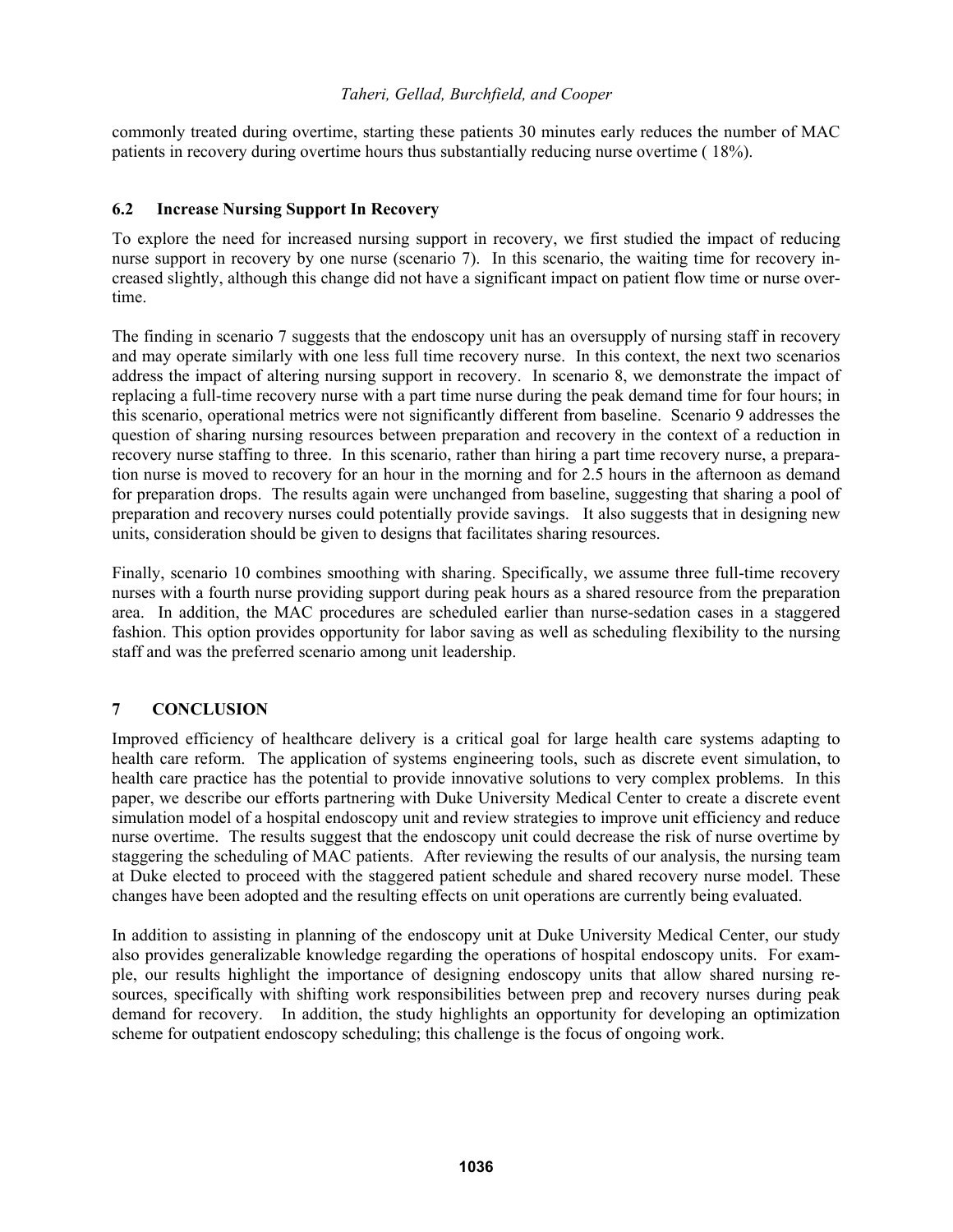commonly treated during overtime, starting these patients 30 minutes early reduces the number of MAC patients in recovery during overtime hours thus substantially reducing nurse overtime ( 18%).

### 6.2 Increase Nursing Support In Recovery

To explore the need for increased nursing support in recovery, we first studied the impact of reducing nurse support in recovery by one nurse (scenario 7). In this scenario, the waiting time for recovery increased slightly, although this change did not have a significant impact on patient flow time or nurse overtime.

The finding in scenario 7 suggests that the endoscopy unit has an oversupply of nursing staff in recovery and may operate similarly with one less full time recovery nurse. In this context, the next two scenarios address the impact of altering nursing support in recovery. In scenario 8, we demonstrate the impact of replacing a full-time recovery nurse with a part time nurse during the peak demand time for four hours; in this scenario, operational metrics were not significantly different from baseline. Scenario 9 addresses the question of sharing nursing resources between preparation and recovery in the context of a reduction in recovery nurse staffing to three. In this scenario, rather than hiring a part time recovery nurse, a preparation nurse is moved to recovery for an hour in the morning and for 2.5 hours in the afternoon as demand for preparation drops. The results again were unchanged from baseline, suggesting that sharing a pool of preparation and recovery nurses could potentially provide savings. It also suggests that in designing new units, consideration should be given to designs that facilitates sharing resources.

Finally, scenario 10 combines smoothing with sharing. Specifically, we assume three full-time recovery nurses with a fourth nurse providing support during peak hours as a shared resource from the preparation area. In addition, the MAC procedures are scheduled earlier than nurse-sedation cases in a staggered fashion. This option provides opportunity for labor saving as well as scheduling flexibility to the nursing staff and was the preferred scenario among unit leadership.

## 7 CONCLUSION

Improved efficiency of healthcare delivery is a critical goal for large health care systems adapting to health care reform. The application of systems engineering tools, such as discrete event simulation, to health care practice has the potential to provide innovative solutions to very complex problems. In this paper, we describe our efforts partnering with Duke University Medical Center to create a discrete event simulation model of a hospital endoscopy unit and review strategies to improve unit efficiency and reduce nurse overtime. The results suggest that the endoscopy unit could decrease the risk of nurse overtime by staggering the scheduling of MAC patients. After reviewing the results of our analysis, the nursing team at Duke elected to proceed with the staggered patient schedule and shared recovery nurse model. These changes have been adopted and the resulting effects on unit operations are currently being evaluated.

In addition to assisting in planning of the endoscopy unit at Duke University Medical Center, our study also provides generalizable knowledge regarding the operations of hospital endoscopy units. For example, our results highlight the importance of designing endoscopy units that allow shared nursing resources, specifically with shifting work responsibilities between prep and recovery nurses during peak demand for recovery. In addition, the study highlights an opportunity for developing an optimization scheme for outpatient endoscopy scheduling; this challenge is the focus of ongoing work.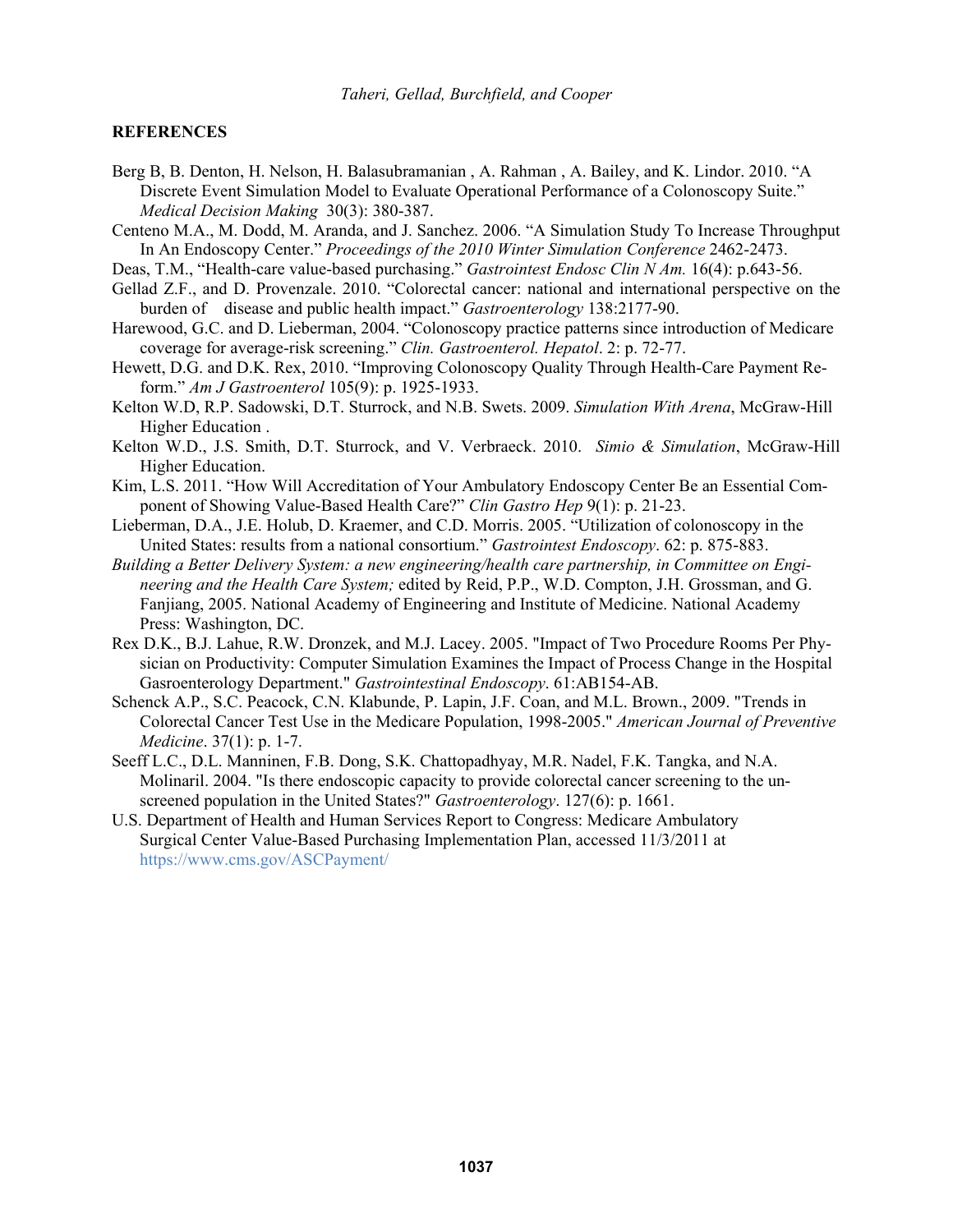## REFERENCES

Berg B, B. Denton, H. Nelson, H. Balasubramanian , A. Rahman , A. Bailey, and K. Lindor. 2010. "A Discrete Event Simulation Model to Evaluate Operational Performance of a Colonoscopy Suite." *Medical Decision Making* 30(3): 380-387.

Centeno M.A., M. Dodd, M. Aranda, and J. Sanchez. 2006. "A Simulation Study To Increase Throughput In An Endoscopy Center." *Proceedings of the 2010 Winter Simulation Conference* 2462-2473.

Deas, T.M., "Health-care value-based purchasing." *Gastrointest Endosc Clin N Am.* 16(4): p.643-56.

Gellad Z.F., and D. Provenzale. 2010. "Colorectal cancer: national and international perspective on the burden of disease and public health impact." *Gastroenterology* 138:2177-90.

Harewood, G.C. and D. Lieberman, 2004. "Colonoscopy practice patterns since introduction of Medicare coverage for average-risk screening." *Clin. Gastroenterol. Hepatol*. 2: p. 72-77.

Hewett, D.G. and D.K. Rex, 2010. "Improving Colonoscopy Quality Through Health-Care Payment Reform." *Am J Gastroenterol* 105(9): p. 1925-1933.

Kelton W.D, R.P. Sadowski, D.T. Sturrock, and N.B. Swets. 2009. *Simulation With Arena*, McGraw-Hill Higher Education .

Kelton W.D., J.S. Smith, D.T. Sturrock, and V. Verbraeck. 2010. *Simio & Simulation*, McGraw-Hill Higher Education.

Kim, L.S. 2011. "How Will Accreditation of Your Ambulatory Endoscopy Center Be an Essential Component of Showing Value-Based Health Care?" *Clin Gastro Hep* 9(1): p. 21-23.

Lieberman, D.A., J.E. Holub, D. Kraemer, and C.D. Morris. 2005. "Utilization of colonoscopy in the United States: results from a national consortium." *Gastrointest Endoscopy*. 62: p. 875-883.

*Building a Better Delivery System: a new engineering/health care partnership, in Committee on Engineering and the Health Care System;* edited by Reid, P.P., W.D. Compton, J.H. Grossman, and G. Fanjiang, 2005. National Academy of Engineering and Institute of Medicine. National Academy Press: Washington, DC.

Rex D.K., B.J. Lahue, R.W. Dronzek, and M.J. Lacey. 2005. "Impact of Two Procedure Rooms Per Physician on Productivity: Computer Simulation Examines the Impact of Process Change in the Hospital Gasroenterology Department." *Gastrointestinal Endoscopy*. 61:AB154-AB.

Schenck A.P., S.C. Peacock, C.N. Klabunde, P. Lapin, J.F. Coan, and M.L. Brown., 2009. "Trends in Colorectal Cancer Test Use in the Medicare Population, 1998-2005." *American Journal of Preventive Medicine*. 37(1): p. 1-7.

Seeff L.C., D.L. Manninen, F.B. Dong, S.K. Chattopadhyay, M.R. Nadel, F.K. Tangka, and N.A. Molinaril. 2004. "Is there endoscopic capacity to provide colorectal cancer screening to the unscreened population in the United States?" *Gastroenterology*. 127(6): p. 1661.

U.S. Department of Health and Human Services Report to Congress: Medicare Ambulatory Surgical Center Value-Based Purchasing Implementation Plan, accessed 11/3/2011 at https://www.cms.gov/ASCPayment/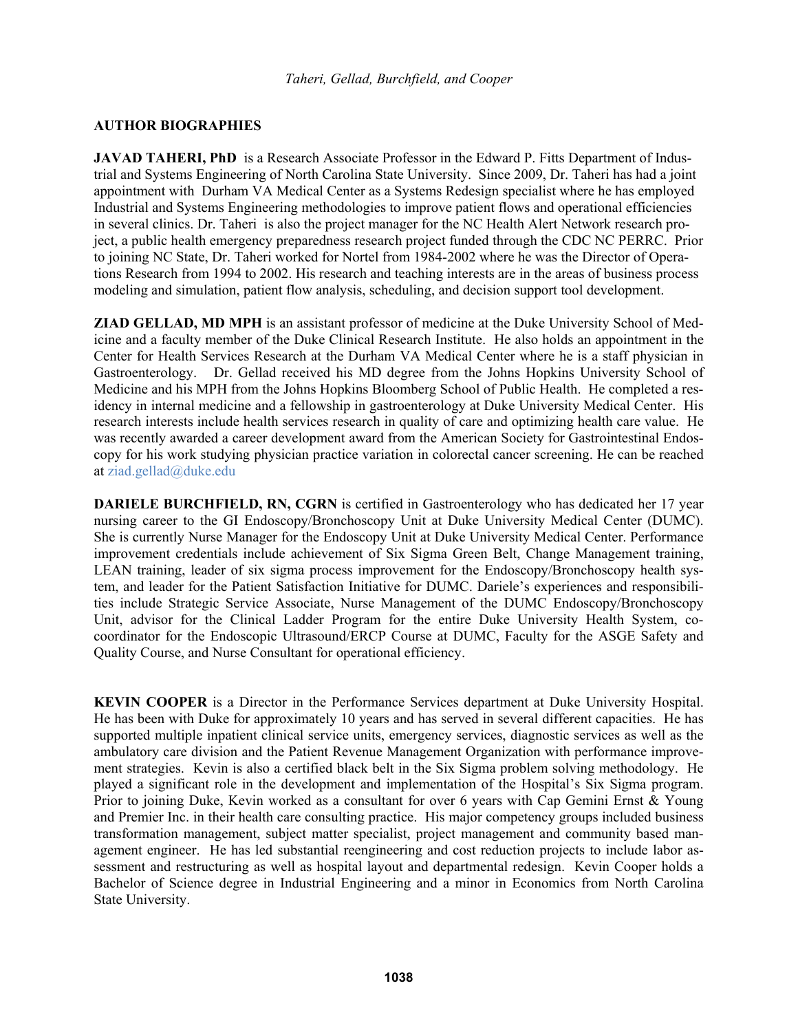## AUTHOR BIOGRAPHIES

**JAVAD TAHERI, PhD** is a Research Associate Professor in the Edward P. Fitts Department of Industrial and Systems Engineering of North Carolina State University. Since 2009, Dr. Taheri has had a joint appointment with Durham VA Medical Center as a Systems Redesign specialist where he has employed Industrial and Systems Engineering methodologies to improve patient flows and operational efficiencies in several clinics. Dr. Taheri is also the project manager for the NC Health Alert Network research project, a public health emergency preparedness research project funded through the CDC NC PERRC. Prior to joining NC State, Dr. Taheri worked for Nortel from 1984-2002 where he was the Director of Operations Research from 1994 to 2002. His research and teaching interests are in the areas of business process modeling and simulation, patient flow analysis, scheduling, and decision support tool development.

**ZIAD GELLAD, MD MPH** is an assistant professor of medicine at the Duke University School of Medicine and a faculty member of the Duke Clinical Research Institute. He also holds an appointment in the Center for Health Services Research at the Durham VA Medical Center where he is a staff physician in Gastroenterology. Dr. Gellad received his MD degree from the Johns Hopkins University School of Medicine and his MPH from the Johns Hopkins Bloomberg School of Public Health. He completed a residency in internal medicine and a fellowship in gastroenterology at Duke University Medical Center. His research interests include health services research in quality of care and optimizing health care value. He was recently awarded a career development award from the American Society for Gastrointestinal Endoscopy for his work studying physician practice variation in colorectal cancer screening. He can be reached at ziad.gellad@duke.edu

**DARIELE BURCHFIELD, RN, CGRN** is certified in Gastroenterology who has dedicated her 17 year nursing career to the GI Endoscopy/Bronchoscopy Unit at Duke University Medical Center (DUMC). She is currently Nurse Manager for the Endoscopy Unit at Duke University Medical Center. Performance improvement credentials include achievement of Six Sigma Green Belt, Change Management training, LEAN training, leader of six sigma process improvement for the Endoscopy/Bronchoscopy health system, and leader for the Patient Satisfaction Initiative for DUMC. Dariele's experiences and responsibilities include Strategic Service Associate, Nurse Management of the DUMC Endoscopy/Bronchoscopy Unit, advisor for the Clinical Ladder Program for the entire Duke University Health System, co-coordinator for the Endoscopic Ultrasound/ERCP Course at DUMC, Faculty for the ASGE Safety and Quality Course, and Nurse Consultant for operational efficiency.

**KEVIN COOPER** is a Director in the Performance Services department at Duke University Hospital. He has been with Duke for approximately 10 years and has served in several different capacities. He has supported multiple inpatient clinical service units, emergency services, diagnostic services as well as the ambulatory care division and the Patient Revenue Management Organization with performance improvement strategies. Kevin is also a certified black belt in the Six Sigma problem solving methodology. He played a significant role in the development and implementation of the Hospital's Six Sigma program. Prior to joining Duke, Kevin worked as a consultant for over 6 years with Cap Gemini Ernst & Young and Premier Inc. in their health care consulting practice. His major competency groups included business transformation management, subject matter specialist, project management and community based management engineer. He has led substantial reengineering and cost reduction projects to include labor assessment and restructuring as well as hospital layout and departmental redesign. Kevin Cooper holds a Bachelor of Science degree in Industrial Engineering and a minor in Economics from North Carolina State University.